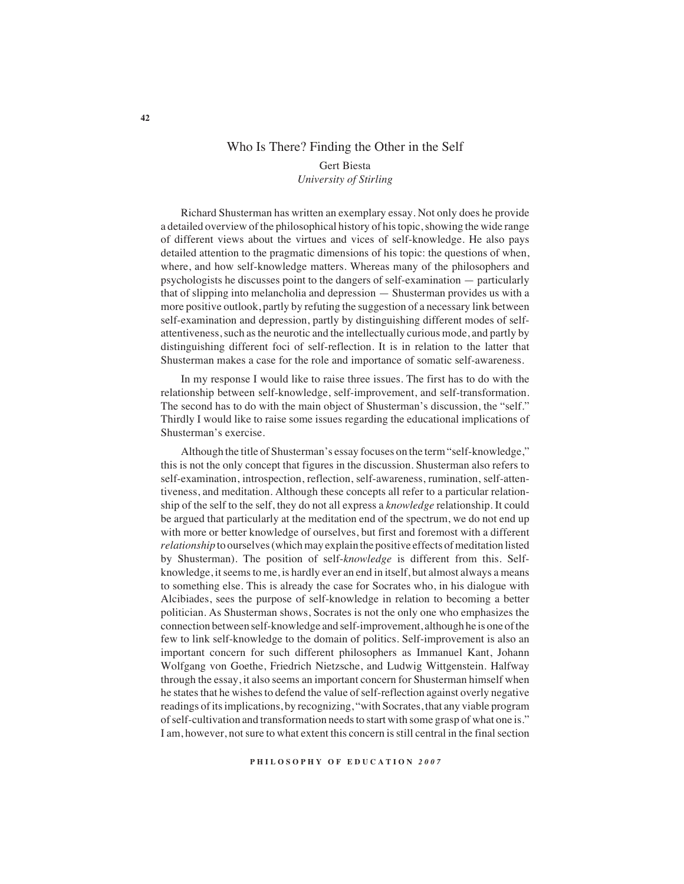# Who Is There? Finding the Other in the Self

Gert Biesta
*University of Stirling*

Richard Shusterman has written an exemplary essay. Not only does he provide a detailed overview of the philosophical history of his topic, showing the wide range of different views about the virtues and vices of self-knowledge. He also pays detailed attention to the pragmatic dimensions of his topic: the questions of when, where, and how self-knowledge matters. Whereas many of the philosophers and psychologists he discusses point to the dangers of self-examination — particularly that of slipping into melancholia and depression — Shusterman provides us with a more positive outlook, partly by refuting the suggestion of a necessary link between self-examination and depression, partly by distinguishing different modes of self-attentiveness, such as the neurotic and the intellectually curious mode, and partly by distinguishing different foci of self-reflection. It is in relation to the latter that Shusterman makes a case for the role and importance of somatic self-awareness.

In my response I would like to raise three issues. The first has to do with the relationship between self-knowledge, self-improvement, and self-transformation. The second has to do with the main object of Shusterman's discussion, the "self." Thirdly I would like to raise some issues regarding the educational implications of Shusterman's exercise.

Although the title of Shusterman's essay focuses on the term "self-knowledge," this is not the only concept that figures in the discussion. Shusterman also refers to self-examination, introspection, reflection, self-awareness, rumination, self-attentiveness, and meditation. Although these concepts all refer to a particular relationship of the self to the self, they do not all express a *knowledge* relationship. It could be argued that particularly at the meditation end of the spectrum, we do not end up with more or better knowledge of ourselves, but first and foremost with a different *relationship* to ourselves (which may explain the positive effects of meditation listed by Shusterman). The position of self-*knowledge* is different from this. Self-knowledge, it seems to me, is hardly ever an end in itself, but almost always a means to something else. This is already the case for Socrates who, in his dialogue with Alcibiades, sees the purpose of self-knowledge in relation to becoming a better politician. As Shusterman shows, Socrates is not the only one who emphasizes the connection between self-knowledge and self-improvement, although he is one of the few to link self-knowledge to the domain of politics. Self-improvement is also an important concern for such different philosophers as Immanuel Kant, Johann Wolfgang von Goethe, Friedrich Nietzsche, and Ludwig Wittgenstein. Halfway through the essay, it also seems an important concern for Shusterman himself when he states that he wishes to defend the value of self-reflection against overly negative readings of its implications, by recognizing, "with Socrates, that any viable program of self-cultivation and transformation needs to start with some grasp of what one is." I am, however, not sure to what extent this concern is still central in the final section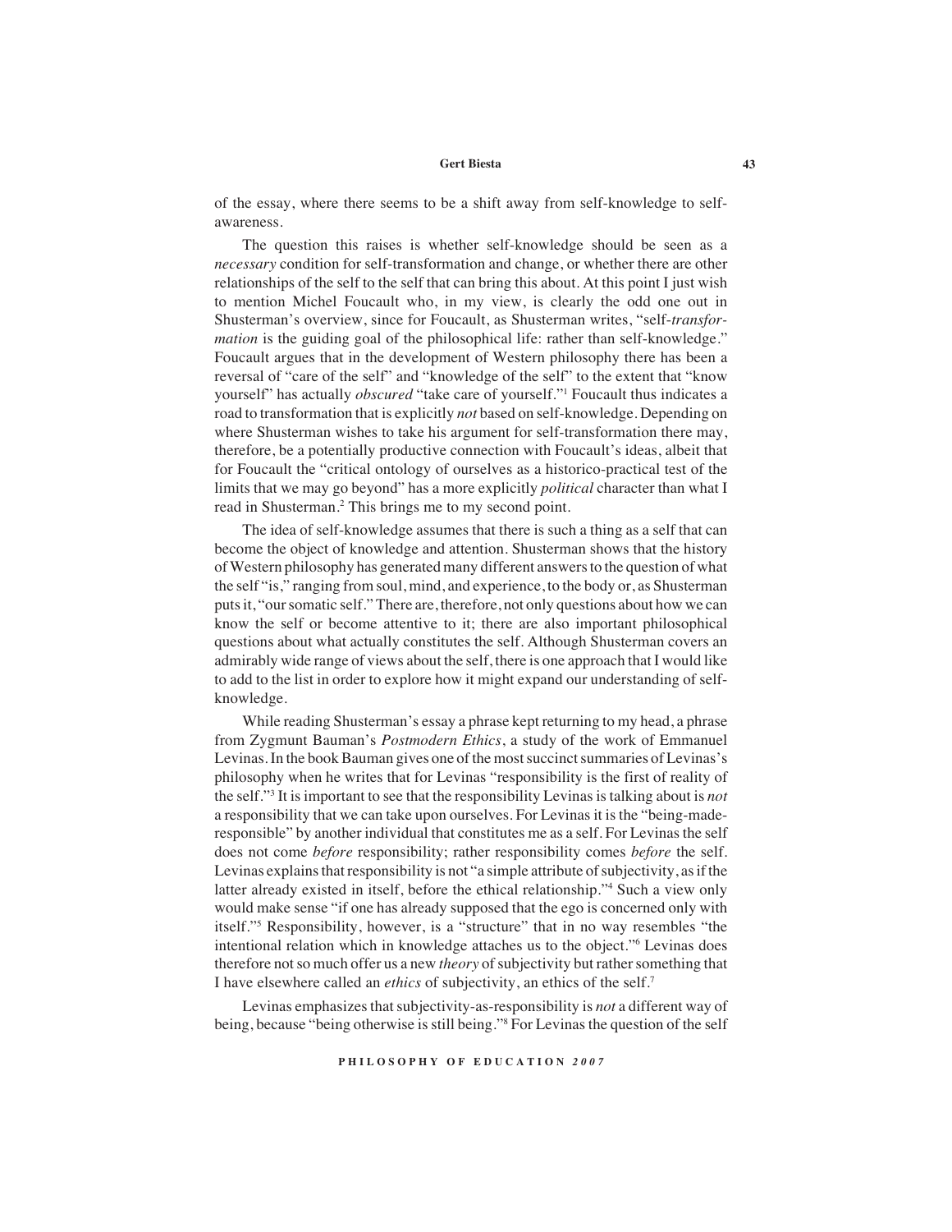of the essay, where there seems to be a shift away from self-knowledge to self-awareness.

The question this raises is whether self-knowledge should be seen as a *necessary* condition for self-transformation and change, or whether there are other relationships of the self to the self that can bring this about. At this point I just wish to mention Michel Foucault who, in my view, is clearly the odd one out in Shusterman's overview, since for Foucault, as Shusterman writes, "self-*transformation* is the guiding goal of the philosophical life: rather than self-knowledge." Foucault argues that in the development of Western philosophy there has been a reversal of "care of the self" and "knowledge of the self" to the extent that "know yourself" has actually *obscured* "take care of yourself."[1] Foucault thus indicates a road to transformation that is explicitly *not* based on self-knowledge. Depending on where Shusterman wishes to take his argument for self-transformation there may, therefore, be a potentially productive connection with Foucault's ideas, albeit that for Foucault the "critical ontology of ourselves as a historico-practical test of the limits that we may go beyond" has a more explicitly *political* character than what I read in Shusterman.[2] This brings me to my second point.

The idea of self-knowledge assumes that there is such a thing as a self that can become the object of knowledge and attention. Shusterman shows that the history of Western philosophy has generated many different answers to the question of what the self "is," ranging from soul, mind, and experience, to the body or, as Shusterman puts it, "our somatic self." There are, therefore, not only questions about how we can know the self or become attentive to it; there are also important philosophical questions about what actually constitutes the self. Although Shusterman covers an admirably wide range of views about the self, there is one approach that I would like to add to the list in order to explore how it might expand our understanding of self-knowledge.

While reading Shusterman's essay a phrase kept returning to my head, a phrase from Zygmunt Bauman's *Postmodern Ethics*, a study of the work of Emmanuel Levinas. In the book Bauman gives one of the most succinct summaries of Levinas's philosophy when he writes that for Levinas "responsibility is the first of reality of the self."[3] It is important to see that the responsibility Levinas is talking about is *not* a responsibility that we can take upon ourselves. For Levinas it is the "being-made-responsible" by another individual that constitutes me as a self. For Levinas the self does not come *before* responsibility; rather responsibility comes *before* the self. Levinas explains that responsibility is not "a simple attribute of subjectivity, as if the latter already existed in itself, before the ethical relationship."[4] Such a view only would make sense "if one has already supposed that the ego is concerned only with itself."[5] Responsibility, however, is a "structure" that in no way resembles "the intentional relation which in knowledge attaches us to the object."[6] Levinas does therefore not so much offer us a new *theory* of subjectivity but rather something that I have elsewhere called an *ethics* of subjectivity, an ethics of the self.[7]

Levinas emphasizes that subjectivity-as-responsibility is *not* a different way of being, because "being otherwise is still being."[8] For Levinas the question of the self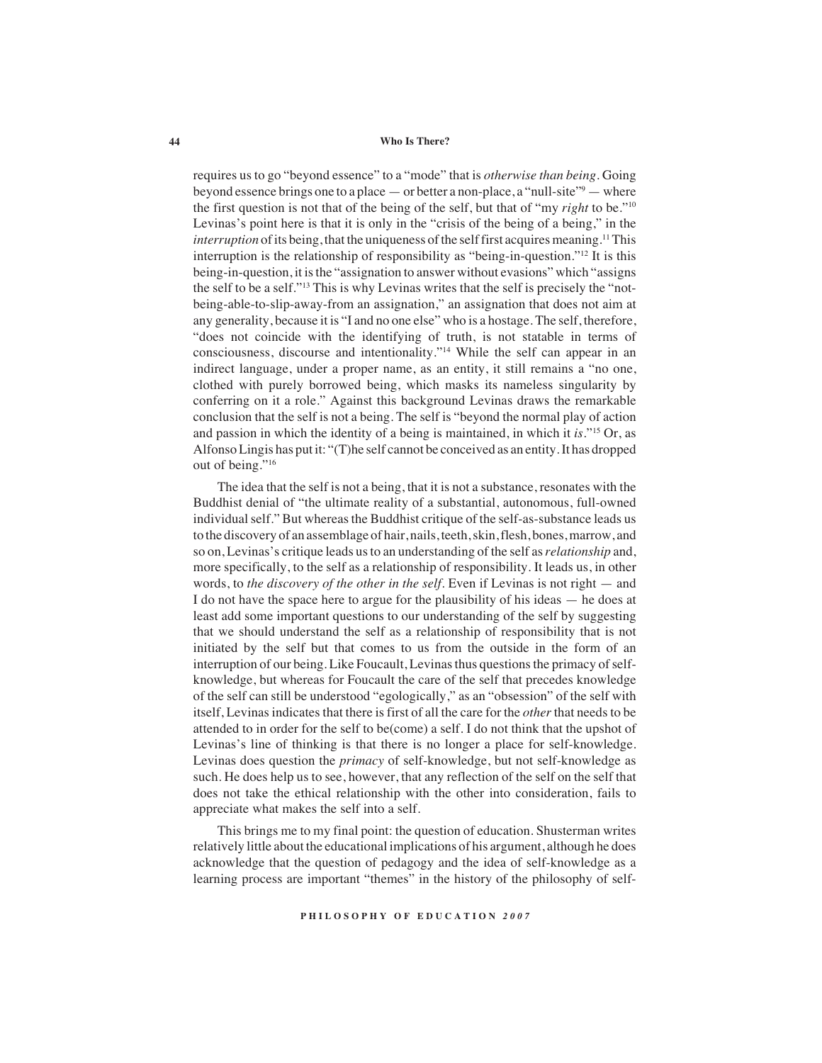requires us to go "beyond essence" to a "mode" that is *otherwise than being*. Going beyond essence brings one to a place — or better a non-place, a "null-site"[9] — where the first question is not that of the being of the self, but that of "my *right* to be."[10] Levinas's point here is that it is only in the "crisis of the being of a being," in the *interruption* of its being, that the uniqueness of the self first acquires meaning.[11] This interruption is the relationship of responsibility as "being-in-question."[12] It is this being-in-question, it is the "assignation to answer without evasions" which "assigns the self to be a self."[13] This is why Levinas writes that the self is precisely the "not-being-able-to-slip-away-from an assignation," an assignation that does not aim at any generality, because it is "I and no one else" who is a hostage. The self, therefore, "does not coincide with the identifying of truth, is not statable in terms of consciousness, discourse and intentionality."[14] While the self can appear in an indirect language, under a proper name, as an entity, it still remains a "no one, clothed with purely borrowed being, which masks its nameless singularity by conferring on it a role." Against this background Levinas draws the remarkable conclusion that the self is not a being. The self is "beyond the normal play of action and passion in which the identity of a being is maintained, in which it *is*."[15] Or, as Alfonso Lingis has put it: "(T)he self cannot be conceived as an entity. It has dropped out of being."[16]

The idea that the self is not a being, that it is not a substance, resonates with the Buddhist denial of "the ultimate reality of a substantial, autonomous, full-owned individual self." But whereas the Buddhist critique of the self-as-substance leads us to the discovery of an assemblage of hair, nails, teeth, skin, flesh, bones, marrow, and so on, Levinas's critique leads us to an understanding of the self as *relationship* and, more specifically, to the self as a relationship of responsibility. It leads us, in other words, to *the discovery of the other in the self*. Even if Levinas is not right — and I do not have the space here to argue for the plausibility of his ideas — he does at least add some important questions to our understanding of the self by suggesting that we should understand the self as a relationship of responsibility that is not initiated by the self but that comes to us from the outside in the form of an interruption of our being. Like Foucault, Levinas thus questions the primacy of self-knowledge, but whereas for Foucault the care of the self that precedes knowledge of the self can still be understood "egologically," as an "obsession" of the self with itself, Levinas indicates that there is first of all the care for the *other* that needs to be attended to in order for the self to be(come) a self. I do not think that the upshot of Levinas's line of thinking is that there is no longer a place for self-knowledge. Levinas does question the *primacy* of self-knowledge, but not self-knowledge as such. He does help us to see, however, that any reflection of the self on the self that does not take the ethical relationship with the other into consideration, fails to appreciate what makes the self into a self.

This brings me to my final point: the question of education. Shusterman writes relatively little about the educational implications of his argument, although he does acknowledge that the question of pedagogy and the idea of self-knowledge as a learning process are important "themes" in the history of the philosophy of self-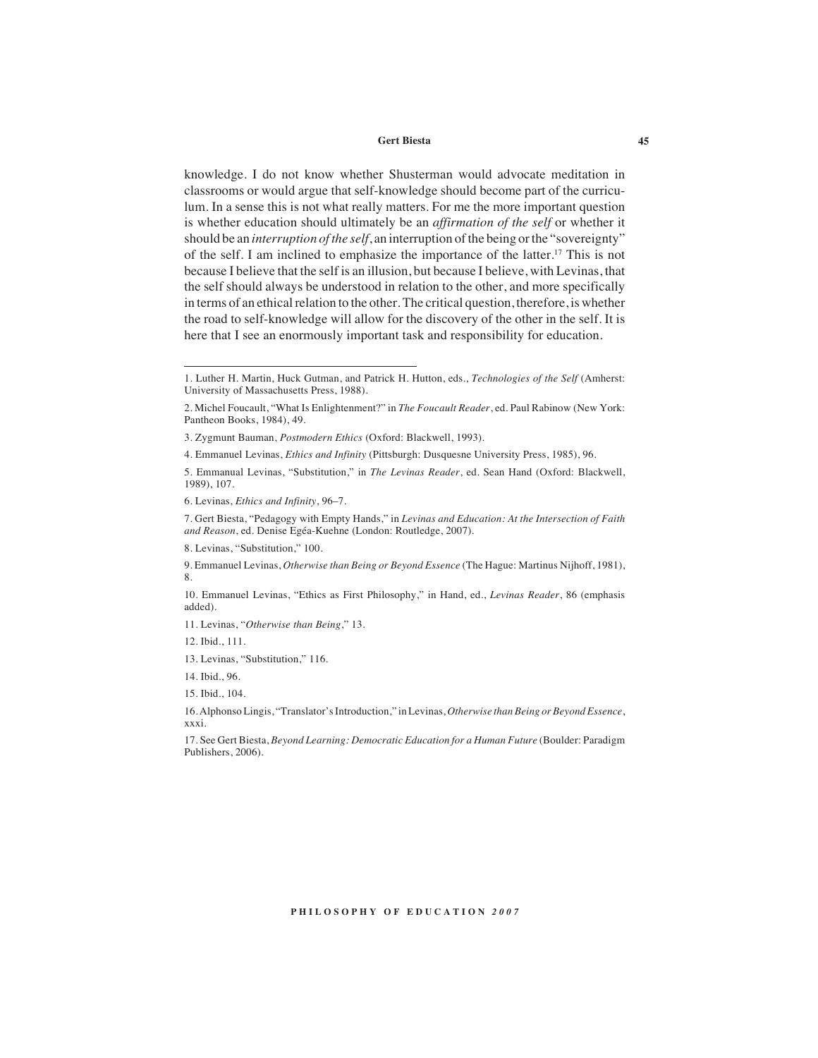knowledge. I do not know whether Shusterman would advocate meditation in classrooms or would argue that self-knowledge should become part of the curriculum. In a sense this is not what really matters. For me the more important question is whether education should ultimately be an *affirmation of the self* or whether it should be an *interruption of the self*, an interruption of the being or the "sovereignty" of the self. I am inclined to emphasize the importance of the latter.[17] This is not because I believe that the self is an illusion, but because I believe, with Levinas, that the self should always be understood in relation to the other, and more specifically in terms of an ethical relation to the other. The critical question, therefore, is whether the road to self-knowledge will allow for the discovery of the other in the self. It is here that I see an enormously important task and responsibility for education.

---

1. Luther H. Martin, Huck Gutman, and Patrick H. Hutton, eds., *Technologies of the Self* (Amherst: University of Massachusetts Press, 1988).

2. Michel Foucault, "What Is Enlightenment?" in *The Foucault Reader*, ed. Paul Rabinow (New York: Pantheon Books, 1984), 49.

3. Zygmunt Bauman, *Postmodern Ethics* (Oxford: Blackwell, 1993).

4. Emmanuel Levinas, *Ethics and Infinity* (Pittsburgh: Dusquesne University Press, 1985), 96.

5. Emmanual Levinas, "Substitution," in *The Levinas Reader*, ed. Sean Hand (Oxford: Blackwell, 1989), 107.

6. Levinas, *Ethics and Infinity*, 96–7.

7. Gert Biesta, "Pedagogy with Empty Hands," in *Levinas and Education: At the Intersection of Faith and Reason*, ed. Denise Egéa-Kuehne (London: Routledge, 2007).

8. Levinas, "Substitution," 100.

9. Emmanuel Levinas, *Otherwise than Being or Beyond Essence* (The Hague: Martinus Nijhoff, 1981), 8.

10. Emmanuel Levinas, "Ethics as First Philosophy," in Hand, ed., *Levinas Reader*, 86 (emphasis added).

11. Levinas, "*Otherwise than Being*," 13.

12. Ibid., 111.

13. Levinas, "Substitution," 116.

14. Ibid., 96.

15. Ibid., 104.

16. Alphonso Lingis, "Translator's Introduction," in Levinas, *Otherwise than Being or Beyond Essence*, xxxi.

17. See Gert Biesta, *Beyond Learning: Democratic Education for a Human Future* (Boulder: Paradigm Publishers, 2006).